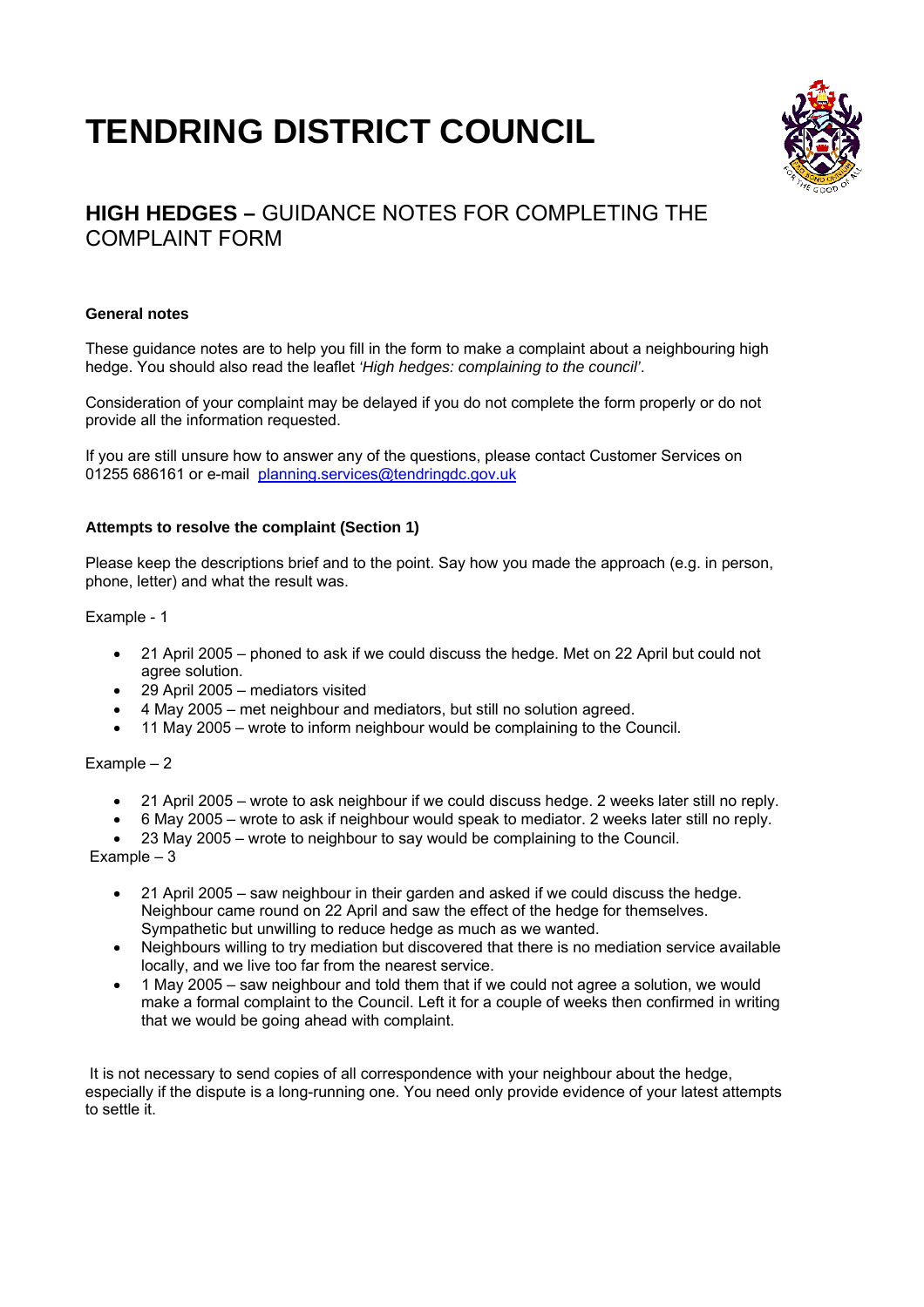# TENDRING DISTRICT COUNCIL

## **HIGH HEDGES –** GUIDANCE NOTES FOR COMPLETING THE COMPLAINT FORM

**General notes**

These guidance notes are to help you fill in the form to make a complaint about a neighbouring high hedge. You should also read the leaflet *'High hedges: complaining to the council'*.

Consideration of your complaint may be delayed if you do not complete the form properly or do not provide all the information requested.

If you are still unsure how to answer any of the questions, please contact Customer Services on 01255 686161 or e-mail planning.services@tendringdc.gov.uk

**Attempts to resolve the complaint (Section 1)**

Please keep the descriptions brief and to the point. Say how you made the approach (e.g. in person, phone, letter) and what the result was.

Example - 1

- 21 April 2005 – phoned to ask if we could discuss the hedge. Met on 22 April but could not agree solution.
- 29 April 2005 – mediators visited
- 4 May 2005 – met neighbour and mediators, but still no solution agreed.
- 11 May 2005 – wrote to inform neighbour would be complaining to the Council.

Example – 2

- 21 April 2005 – wrote to ask neighbour if we could discuss hedge. 2 weeks later still no reply.
- 6 May 2005 – wrote to ask if neighbour would speak to mediator. 2 weeks later still no reply.
- 23 May 2005 – wrote to neighbour to say would be complaining to the Council.

Example – 3

- 21 April 2005 – saw neighbour in their garden and asked if we could discuss the hedge. Neighbour came round on 22 April and saw the effect of the hedge for themselves. Sympathetic but unwilling to reduce hedge as much as we wanted.
- Neighbours willing to try mediation but discovered that there is no mediation service available locally, and we live too far from the nearest service.
- 1 May 2005 – saw neighbour and told them that if we could not agree a solution, we would make a formal complaint to the Council. Left it for a couple of weeks then confirmed in writing that we would be going ahead with complaint.

It is not necessary to send copies of all correspondence with your neighbour about the hedge, especially if the dispute is a long-running one. You need only provide evidence of your latest attempts to settle it.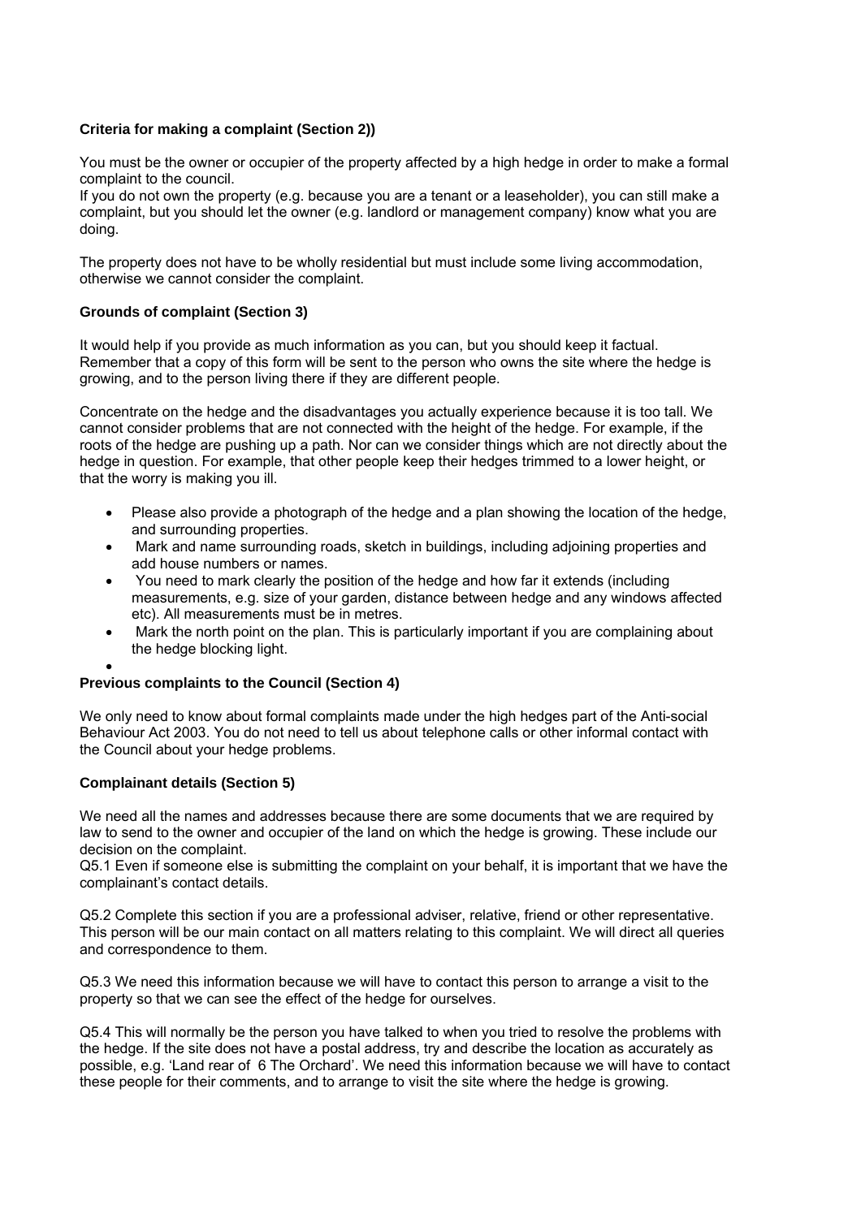**Criteria for making a complaint (Section 2))**

You must be the owner or occupier of the property affected by a high hedge in order to make a formal complaint to the council.
If you do not own the property (e.g. because you are a tenant or a leaseholder), you can still make a complaint, but you should let the owner (e.g. landlord or management company) know what you are doing.

The property does not have to be wholly residential but must include some living accommodation, otherwise we cannot consider the complaint.

**Grounds of complaint (Section 3)**

It would help if you provide as much information as you can, but you should keep it factual. Remember that a copy of this form will be sent to the person who owns the site where the hedge is growing, and to the person living there if they are different people.

Concentrate on the hedge and the disadvantages you actually experience because it is too tall. We cannot consider problems that are not connected with the height of the hedge. For example, if the roots of the hedge are pushing up a path. Nor can we consider things which are not directly about the hedge in question. For example, that other people keep their hedges trimmed to a lower height, or that the worry is making you ill.

- Please also provide a photograph of the hedge and a plan showing the location of the hedge, and surrounding properties.
- Mark and name surrounding roads, sketch in buildings, including adjoining properties and add house numbers or names.
- You need to mark clearly the position of the hedge and how far it extends (including measurements, e.g. size of your garden, distance between hedge and any windows affected etc). All measurements must be in metres.
- Mark the north point on the plan. This is particularly important if you are complaining about the hedge blocking light.

**Previous complaints to the Council (Section 4)**

We only need to know about formal complaints made under the high hedges part of the Anti-social Behaviour Act 2003. You do not need to tell us about telephone calls or other informal contact with the Council about your hedge problems.

**Complainant details (Section 5)**

We need all the names and addresses because there are some documents that we are required by law to send to the owner and occupier of the land on which the hedge is growing. These include our decision on the complaint.
Q5.1 Even if someone else is submitting the complaint on your behalf, it is important that we have the complainant's contact details.

Q5.2 Complete this section if you are a professional adviser, relative, friend or other representative. This person will be our main contact on all matters relating to this complaint. We will direct all queries and correspondence to them.

Q5.3 We need this information because we will have to contact this person to arrange a visit to the property so that we can see the effect of the hedge for ourselves.

Q5.4 This will normally be the person you have talked to when you tried to resolve the problems with the hedge. If the site does not have a postal address, try and describe the location as accurately as possible, e.g. 'Land rear of 6 The Orchard'. We need this information because we will have to contact these people for their comments, and to arrange to visit the site where the hedge is growing.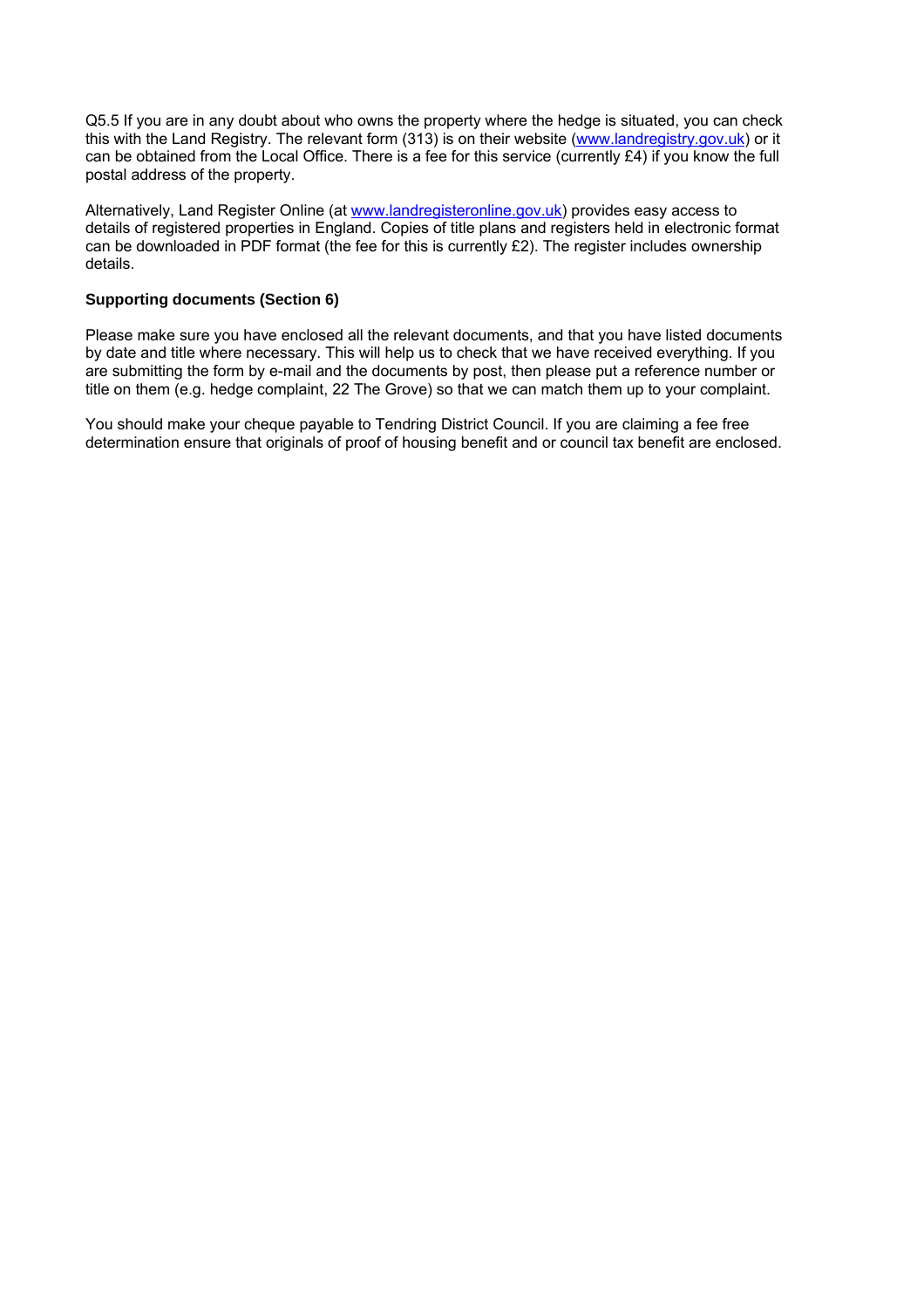Q5.5 If you are in any doubt about who owns the property where the hedge is situated, you can check this with the Land Registry. The relevant form (313) is on their website (www.landregistry.gov.uk) or it can be obtained from the Local Office. There is a fee for this service (currently £4) if you know the full postal address of the property.

Alternatively, Land Register Online (at www.landregisteronline.gov.uk) provides easy access to details of registered properties in England. Copies of title plans and registers held in electronic format can be downloaded in PDF format (the fee for this is currently £2). The register includes ownership details.

**Supporting documents (Section 6)**

Please make sure you have enclosed all the relevant documents, and that you have listed documents by date and title where necessary. This will help us to check that we have received everything. If you are submitting the form by e-mail and the documents by post, then please put a reference number or title on them (e.g. hedge complaint, 22 The Grove) so that we can match them up to your complaint.

You should make your cheque payable to Tendring District Council. If you are claiming a fee free determination ensure that originals of proof of housing benefit and or council tax benefit are enclosed.